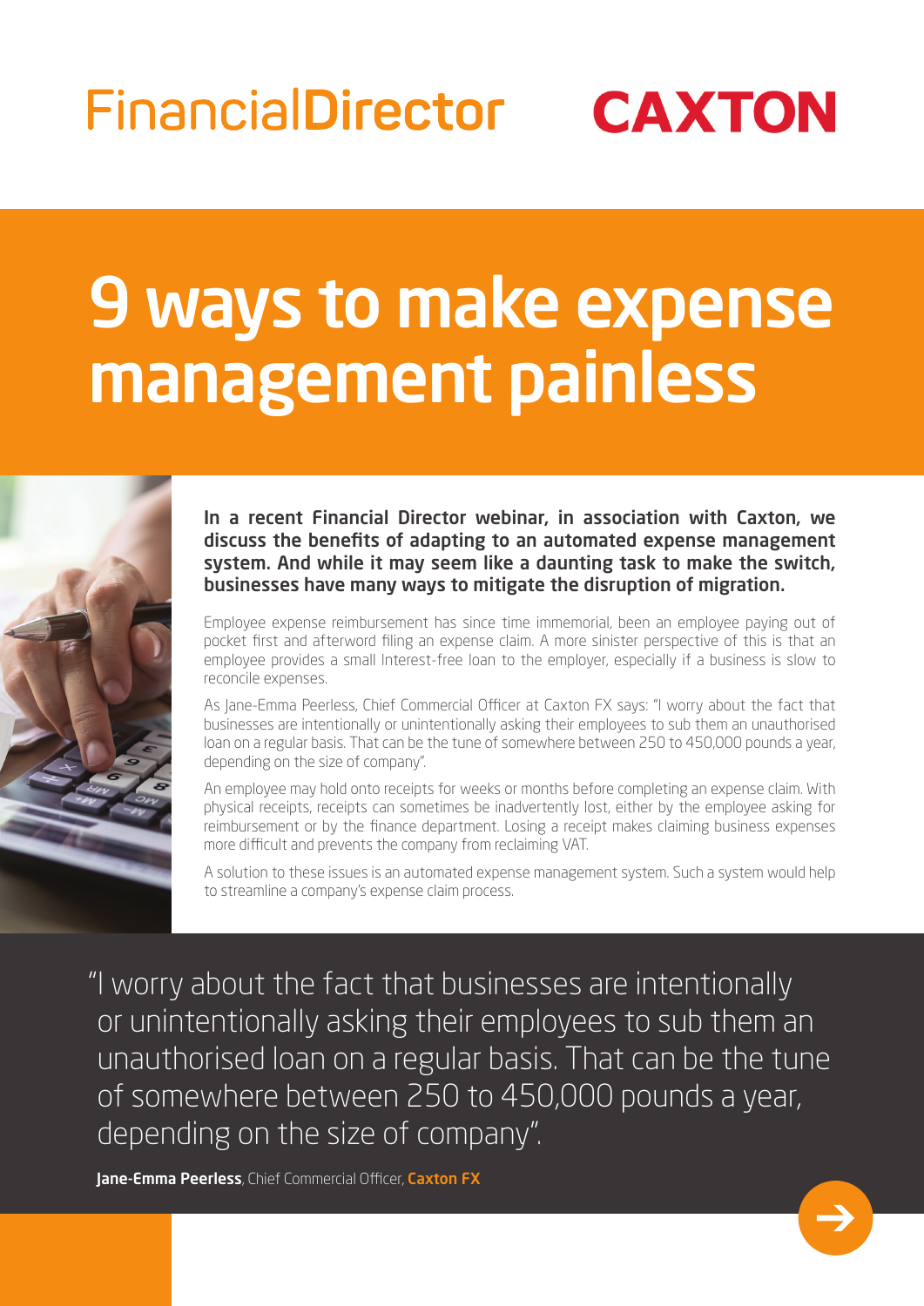FinancialDirector CAXTON

# 9 ways to make expense management painless

**In a recent Financial Director webinar, in association with Caxton, we discuss the benefits of adapting to an automated expense management system. And while it may seem like a daunting task to make the switch, businesses have many ways to mitigate the disruption of migration.**

Employee expense reimbursement has since time immemorial, been an employee paying out of pocket first and afterword filing an expense claim. A more sinister perspective of this is that an employee provides a small Interest-free loan to the employer, especially if a business is slow to reconcile expenses.

As Jane-Emma Peerless, Chief Commercial Officer at Caxton FX says: "I worry about the fact that businesses are intentionally or unintentionally asking their employees to sub them an unauthorised loan on a regular basis. That can be the tune of somewhere between 250 to 450,000 pounds a year, depending on the size of company".

An employee may hold onto receipts for weeks or months before completing an expense claim. With physical receipts, receipts can sometimes be inadvertently lost, either by the employee asking for reimbursement or by the finance department. Losing a receipt makes claiming business expenses more difficult and prevents the company from reclaiming VAT.

A solution to these issues is an automated expense management system. Such a system would help to streamline a company's expense claim process.

> "I worry about the fact that businesses are intentionally or unintentionally asking their employees to sub them an unauthorised loan on a regular basis. That can be the tune of somewhere between 250 to 450,000 pounds a year, depending on the size of company".
>
> **Jane-Emma Peerless**, Chief Commercial Officer, **Caxton FX**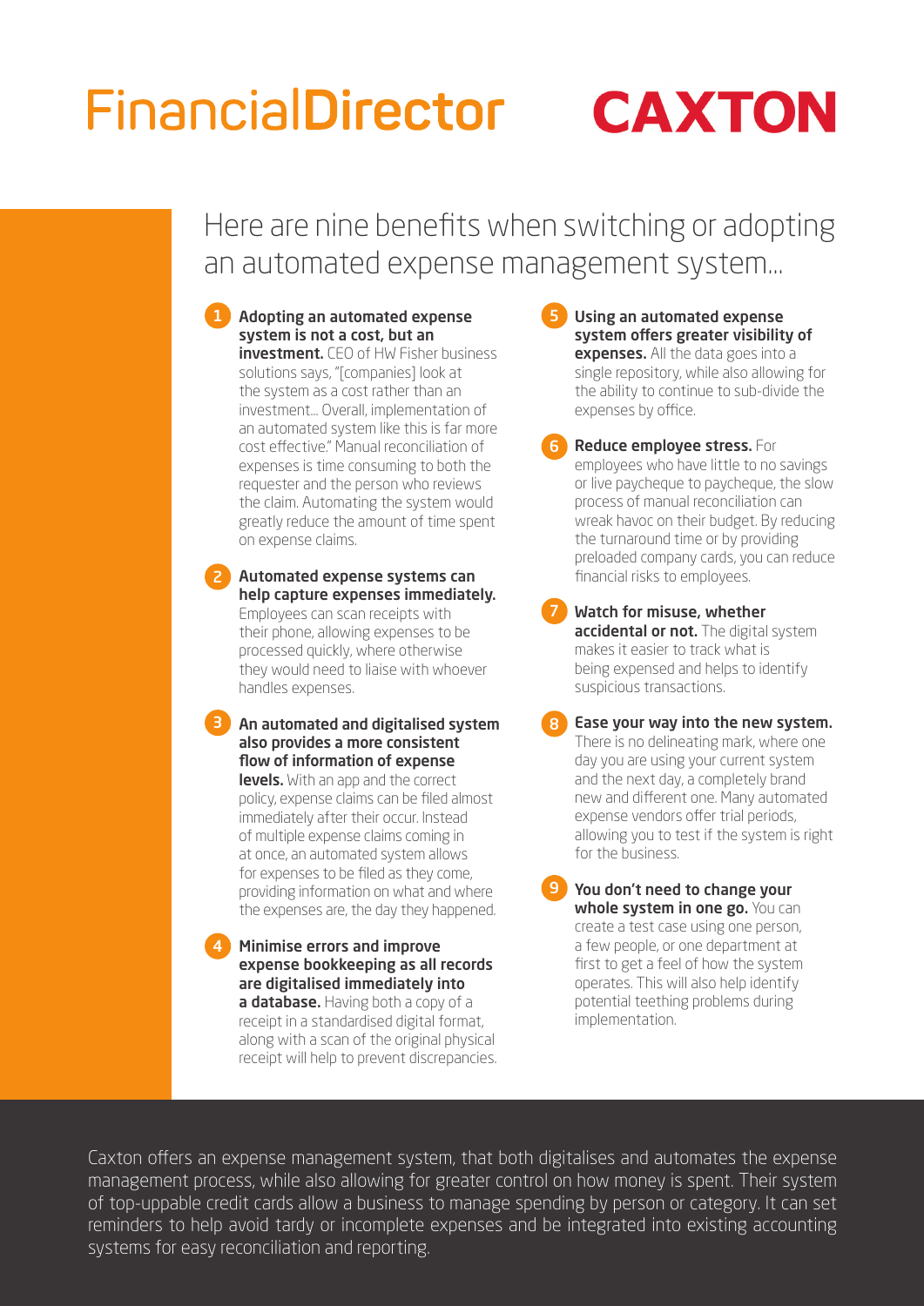FinancialDirector CAXTON

## Here are nine benefits when switching or adopting an automated expense management system...

1. **Adopting an automated expense system is not a cost, but an investment.** CEO of HW Fisher business solutions says, "[companies] look at the system as a cost rather than an investment... Overall, implementation of an automated system like this is far more cost effective." Manual reconciliation of expenses is time consuming to both the requester and the person who reviews the claim. Automating the system would greatly reduce the amount of time spent on expense claims.

2. **Automated expense systems can help capture expenses immediately.** Employees can scan receipts with their phone, allowing expenses to be processed quickly, where otherwise they would need to liaise with whoever handles expenses.

3. **An automated and digitalised system also provides a more consistent flow of information of expense levels.** With an app and the correct policy, expense claims can be filed almost immediately after their occur. Instead of multiple expense claims coming in at once, an automated system allows for expenses to be filed as they come, providing information on what and where the expenses are, the day they happened.

4. **Minimise errors and improve expense bookkeeping as all records are digitalised immediately into a database.** Having both a copy of a receipt in a standardised digital format, along with a scan of the original physical receipt will help to prevent discrepancies.

5. **Using an automated expense system offers greater visibility of expenses.** All the data goes into a single repository, while also allowing for the ability to continue to sub-divide the expenses by office.

6. **Reduce employee stress.** For employees who have little to no savings or live paycheque to paycheque, the slow process of manual reconciliation can wreak havoc on their budget. By reducing the turnaround time or by providing preloaded company cards, you can reduce financial risks to employees.

7. **Watch for misuse, whether accidental or not.** The digital system makes it easier to track what is being expensed and helps to identify suspicious transactions.

8. **Ease your way into the new system.** There is no delineating mark, where one day you are using your current system and the next day, a completely brand new and different one. Many automated expense vendors offer trial periods, allowing you to test if the system is right for the business.

9. **You don't need to change your whole system in one go.** You can create a test case using one person, a few people, or one department at first to get a feel of how the system operates. This will also help identify potential teething problems during implementation.

Caxton offers an expense management system, that both digitalises and automates the expense management process, while also allowing for greater control on how money is spent. Their system of top-uppable credit cards allow a business to manage spending by person or category. It can set reminders to help avoid tardy or incomplete expenses and be integrated into existing accounting systems for easy reconciliation and reporting.